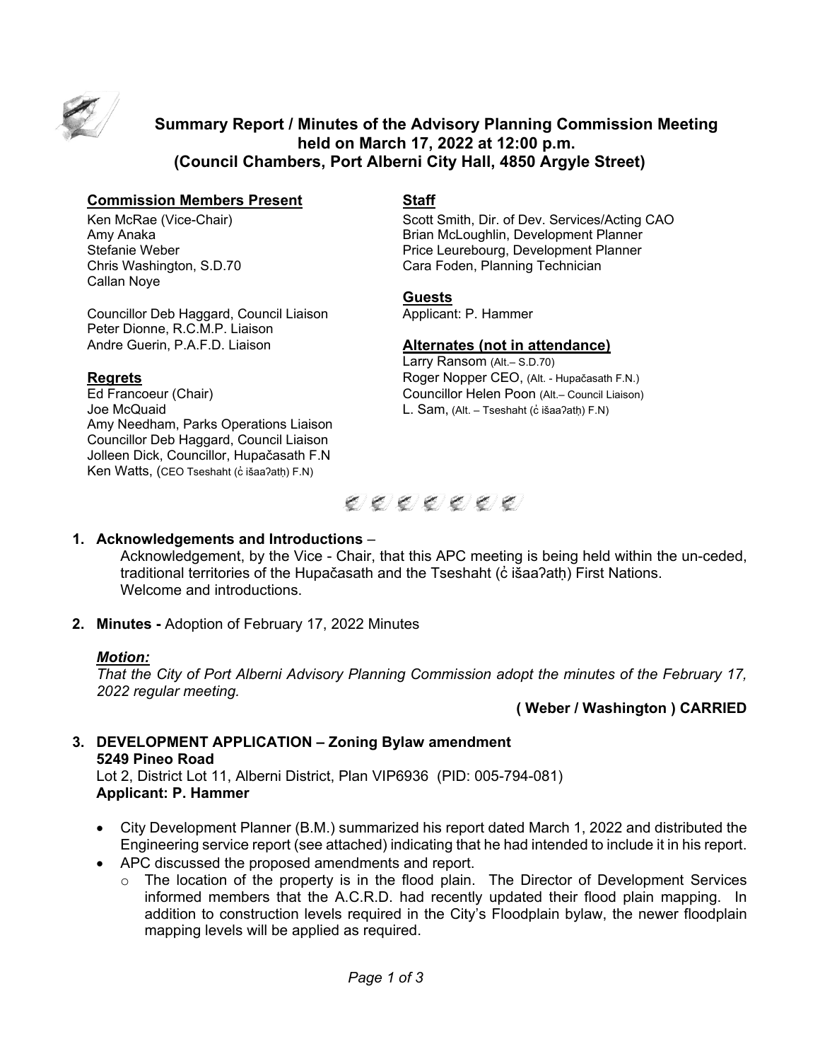# Summary Report / Minutes of the Advisory Planning Commission Meeting held on March 17, 2022 at 12:00 p.m. (Council Chambers, Port Alberni City Hall, 4850 Argyle Street)

**Commission Members Present**

Ken McRae (Vice-Chair)
Amy Anaka
Stefanie Weber
Chris Washington, S.D.70
Callan Noye

Councillor Deb Haggard, Council Liaison
Peter Dionne, R.C.M.P. Liaison
Andre Guerin, P.A.F.D. Liaison

**Regrets**

Ed Francoeur (Chair)
Joe McQuaid
Amy Needham, Parks Operations Liaison
Councillor Deb Haggard, Council Liaison
Jolleen Dick, Councillor, Hupačasath F.N
Ken Watts, (CEO Tseshaht (c̓ išaaʔatḥ) F.N)

**Staff**

Scott Smith, Dir. of Dev. Services/Acting CAO
Brian McLoughlin, Development Planner
Price Leurebourg, Development Planner
Cara Foden, Planning Technician

**Guests**

Applicant: P. Hammer

**Alternates (not in attendance)**

Larry Ransom (Alt.– S.D.70)
Roger Nopper CEO, (Alt. - Hupačasath F.N.)
Councillor Helen Poon (Alt.– Council Liaison)
L. Sam, (Alt. – Tseshaht (c̓ išaaʔatḥ) F.N)

1. **Acknowledgements and Introductions** –
   Acknowledgement, by the Vice - Chair, that this APC meeting is being held within the un-ceded, traditional territories of the Hupačasath and the Tseshaht (c̓ išaaʔatḥ) First Nations.
   Welcome and introductions.

2. **Minutes -** Adoption of February 17, 2022 Minutes

   ***Motion:***
   *That the City of Port Alberni Advisory Planning Commission adopt the minutes of the February 17, 2022 regular meeting.*

   **( Weber / Washington ) CARRIED**

3. **DEVELOPMENT APPLICATION – Zoning Bylaw amendment**
   **5249 Pineo Road**
   Lot 2, District Lot 11, Alberni District, Plan VIP6936 (PID: 005-794-081)
   **Applicant: P. Hammer**

   - City Development Planner (B.M.) summarized his report dated March 1, 2022 and distributed the Engineering service report (see attached) indicating that he had intended to include it in his report.
   - APC discussed the proposed amendments and report.
     - The location of the property is in the flood plain. The Director of Development Services informed members that the A.C.R.D. had recently updated their flood plain mapping. In addition to construction levels required in the City's Floodplain bylaw, the newer floodplain mapping levels will be applied as required.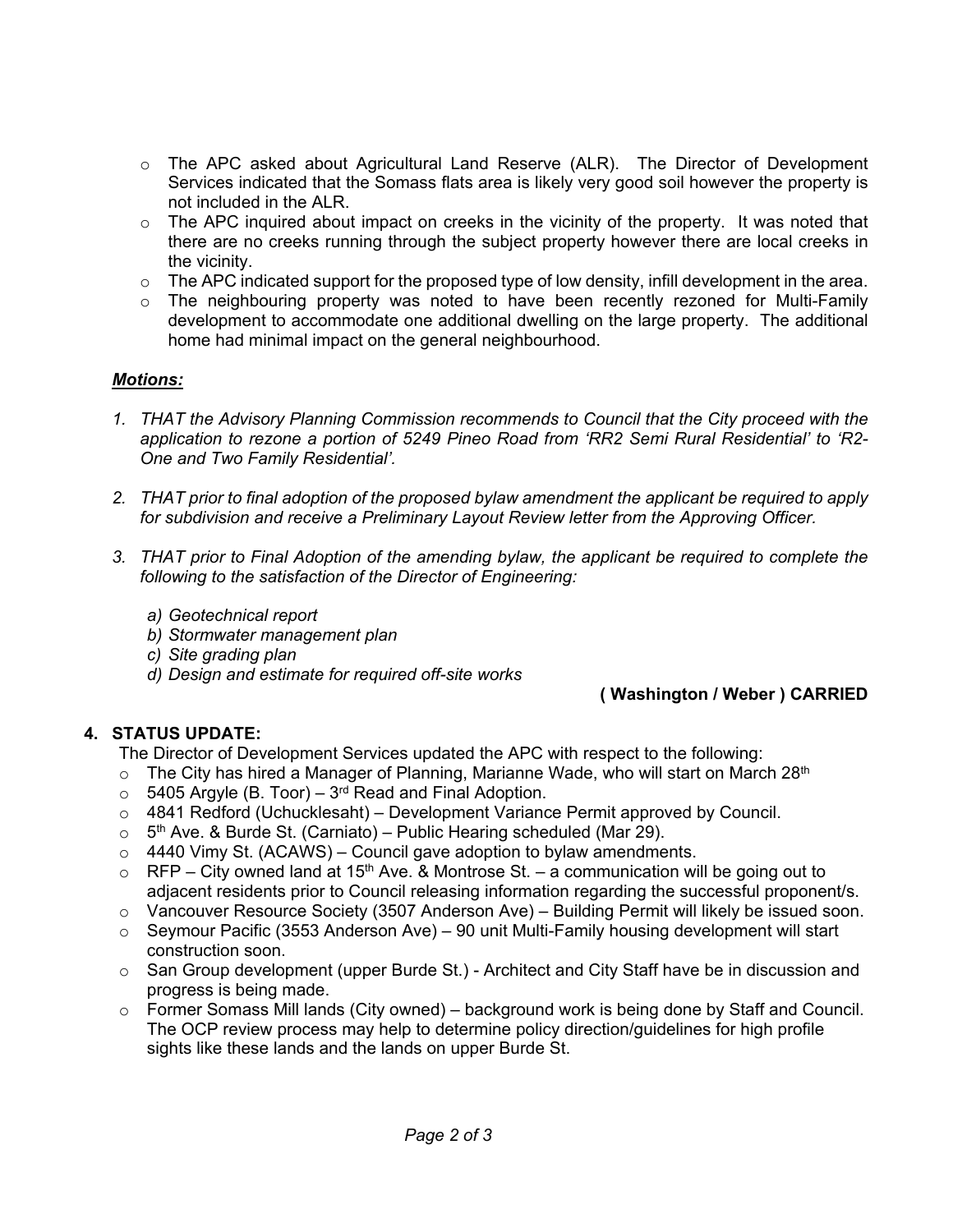- The APC asked about Agricultural Land Reserve (ALR). The Director of Development Services indicated that the Somass flats area is likely very good soil however the property is not included in the ALR.
- The APC inquired about impact on creeks in the vicinity of the property. It was noted that there are no creeks running through the subject property however there are local creeks in the vicinity.
- The APC indicated support for the proposed type of low density, infill development in the area.
- The neighbouring property was noted to have been recently rezoned for Multi-Family development to accommodate one additional dwelling on the large property. The additional home had minimal impact on the general neighbourhood.

***Motions:***

1. *THAT the Advisory Planning Commission recommends to Council that the City proceed with the application to rezone a portion of 5249 Pineo Road from 'RR2 Semi Rural Residential' to 'R2-One and Two Family Residential'.*

2. *THAT prior to final adoption of the proposed bylaw amendment the applicant be required to apply for subdivision and receive a Preliminary Layout Review letter from the Approving Officer.*

3. *THAT prior to Final Adoption of the amending bylaw, the applicant be required to complete the following to the satisfaction of the Director of Engineering:*

   *a) Geotechnical report*
   *b) Stormwater management plan*
   *c) Site grading plan*
   *d) Design and estimate for required off-site works*

**( Washington / Weber ) CARRIED**

## 4. STATUS UPDATE:

The Director of Development Services updated the APC with respect to the following:

- The City has hired a Manager of Planning, Marianne Wade, who will start on March 28th
- 5405 Argyle (B. Toor) – 3rd Read and Final Adoption.
- 4841 Redford (Uchucklesaht) – Development Variance Permit approved by Council.
- 5th Ave. & Burde St. (Carniato) – Public Hearing scheduled (Mar 29).
- 4440 Vimy St. (ACAWS) – Council gave adoption to bylaw amendments.
- RFP – City owned land at 15th Ave. & Montrose St. – a communication will be going out to adjacent residents prior to Council releasing information regarding the successful proponent/s.
- Vancouver Resource Society (3507 Anderson Ave) – Building Permit will likely be issued soon.
- Seymour Pacific (3553 Anderson Ave) – 90 unit Multi-Family housing development will start construction soon.
- San Group development (upper Burde St.) - Architect and City Staff have be in discussion and progress is being made.
- Former Somass Mill lands (City owned) – background work is being done by Staff and Council. The OCP review process may help to determine policy direction/guidelines for high profile sights like these lands and the lands on upper Burde St.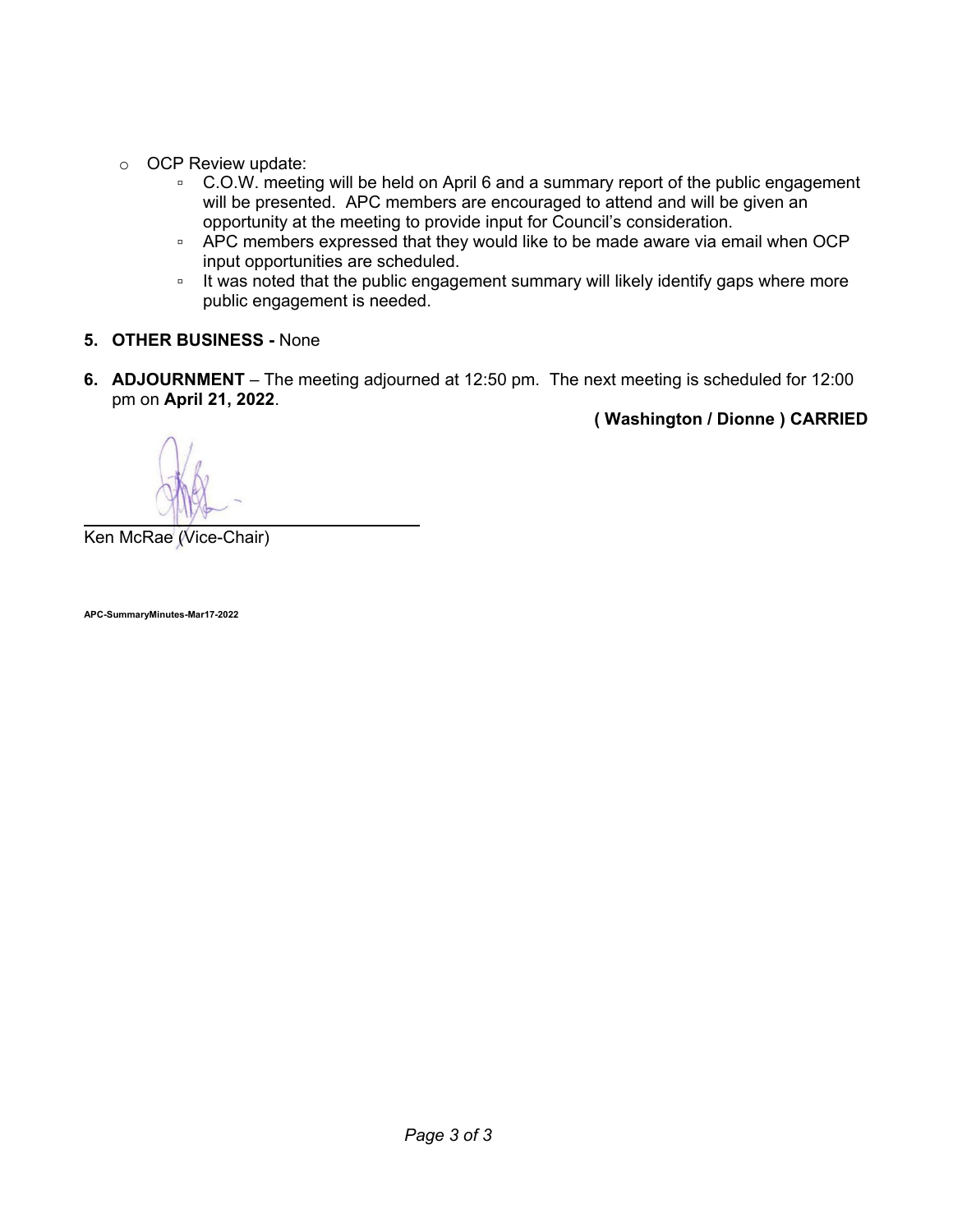- OCP Review update:
  - C.O.W. meeting will be held on April 6 and a summary report of the public engagement will be presented. APC members are encouraged to attend and will be given an opportunity at the meeting to provide input for Council's consideration.
  - APC members expressed that they would like to be made aware via email when OCP input opportunities are scheduled.
  - It was noted that the public engagement summary will likely identify gaps where more public engagement is needed.

**5. OTHER BUSINESS -** None

**6. ADJOURNMENT** – The meeting adjourned at 12:50 pm. The next meeting is scheduled for 12:00 pm on **April 21, 2022**.

**( Washington / Dionne ) CARRIED**

Ken McRae (Vice-Chair)

APC-SummaryMinutes-Mar17-2022